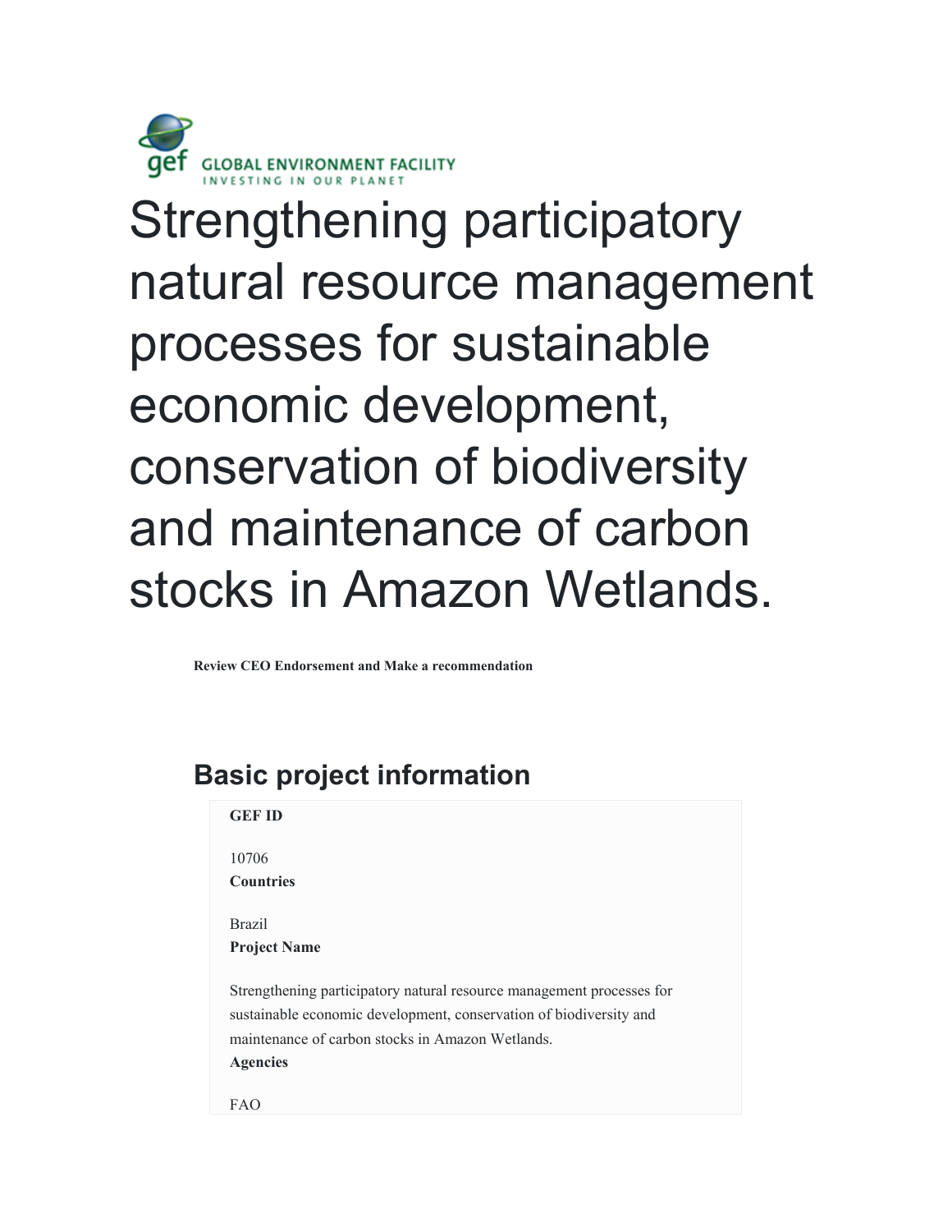GLOBAL ENVIRONMENT FACILITY
INVESTING IN OUR PLANET

# Strengthening participatory natural resource management processes for sustainable economic development, conservation of biodiversity and maintenance of carbon stocks in Amazon Wetlands.

**Review CEO Endorsement and Make a recommendation**

## Basic project information

**GEF ID**

10706

**Countries**

Brazil

**Project Name**

Strengthening participatory natural resource management processes for sustainable economic development, conservation of biodiversity and maintenance of carbon stocks in Amazon Wetlands.

**Agencies**

FAO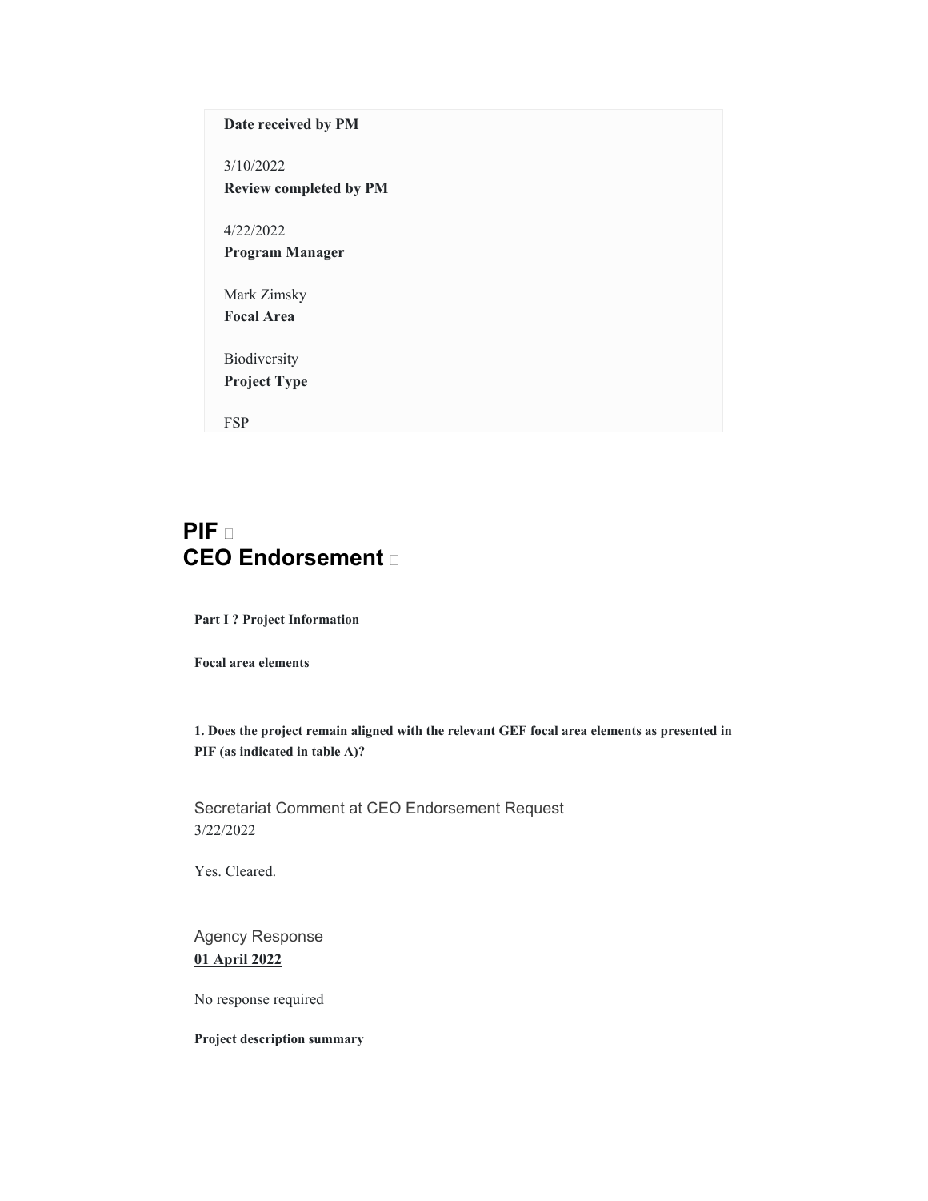**Date received by PM**

3/10/2022

**Review completed by PM**

4/22/2022

**Program Manager**

Mark Zimsky

**Focal Area**

Biodiversity

**Project Type**

FSP

# PIF
# CEO Endorsement

**Part I ? Project Information**

**Focal area elements**

**1. Does the project remain aligned with the relevant GEF focal area elements as presented in PIF (as indicated in table A)?**

Secretariat Comment at CEO Endorsement Request
3/22/2022

Yes. Cleared.

Agency Response
**01 April 2022**

No response required

**Project description summary**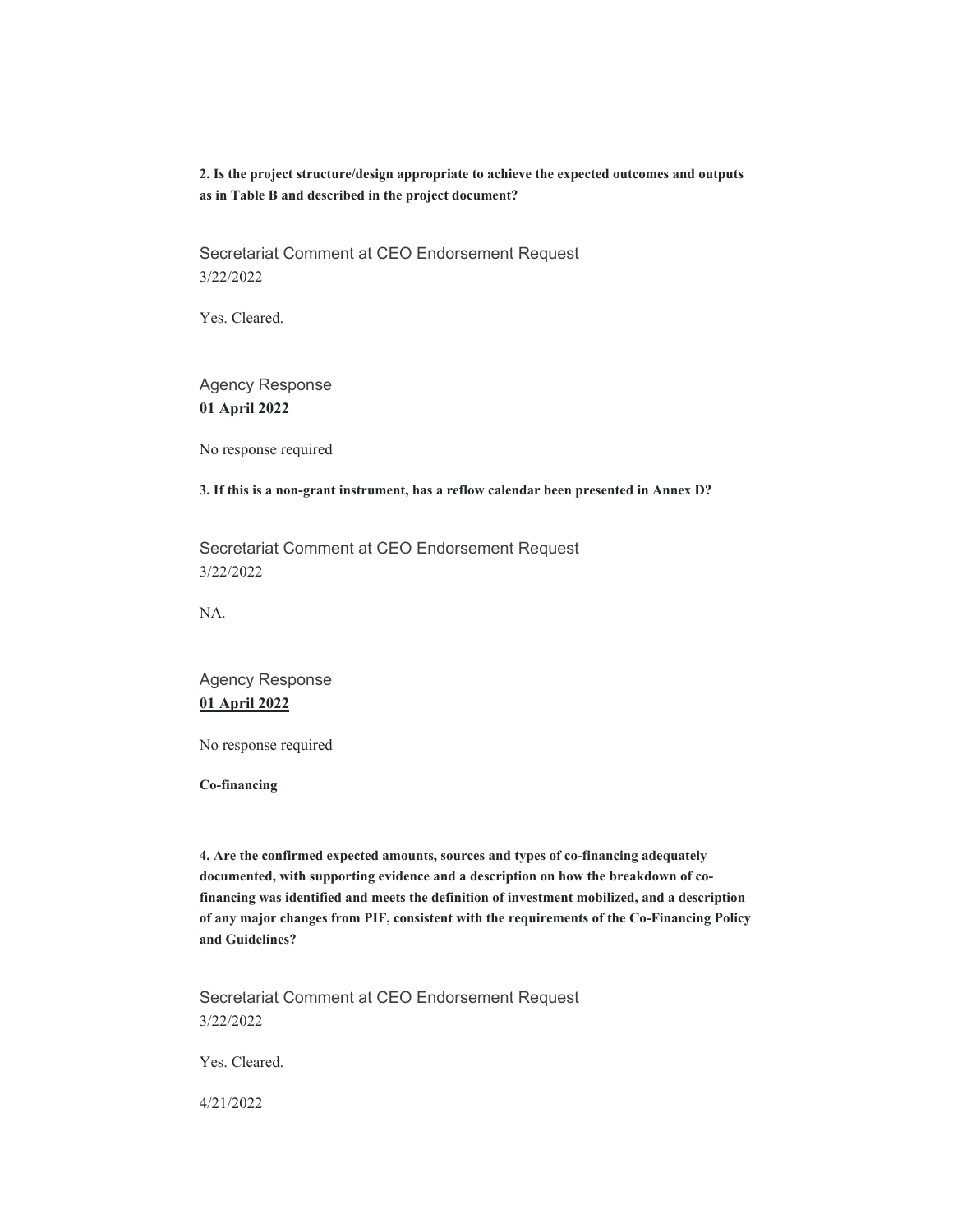**2. Is the project structure/design appropriate to achieve the expected outcomes and outputs as in Table B and described in the project document?**

Secretariat Comment at CEO Endorsement Request
3/22/2022

Yes. Cleared.

Agency Response
**01 April 2022**

No response required

**3. If this is a non-grant instrument, has a reflow calendar been presented in Annex D?**

Secretariat Comment at CEO Endorsement Request
3/22/2022

NA.

Agency Response
**01 April 2022**

No response required

**Co-financing**

**4. Are the confirmed expected amounts, sources and types of co-financing adequately documented, with supporting evidence and a description on how the breakdown of co-financing was identified and meets the definition of investment mobilized, and a description of any major changes from PIF, consistent with the requirements of the Co-Financing Policy and Guidelines?**

Secretariat Comment at CEO Endorsement Request
3/22/2022

Yes. Cleared.

4/21/2022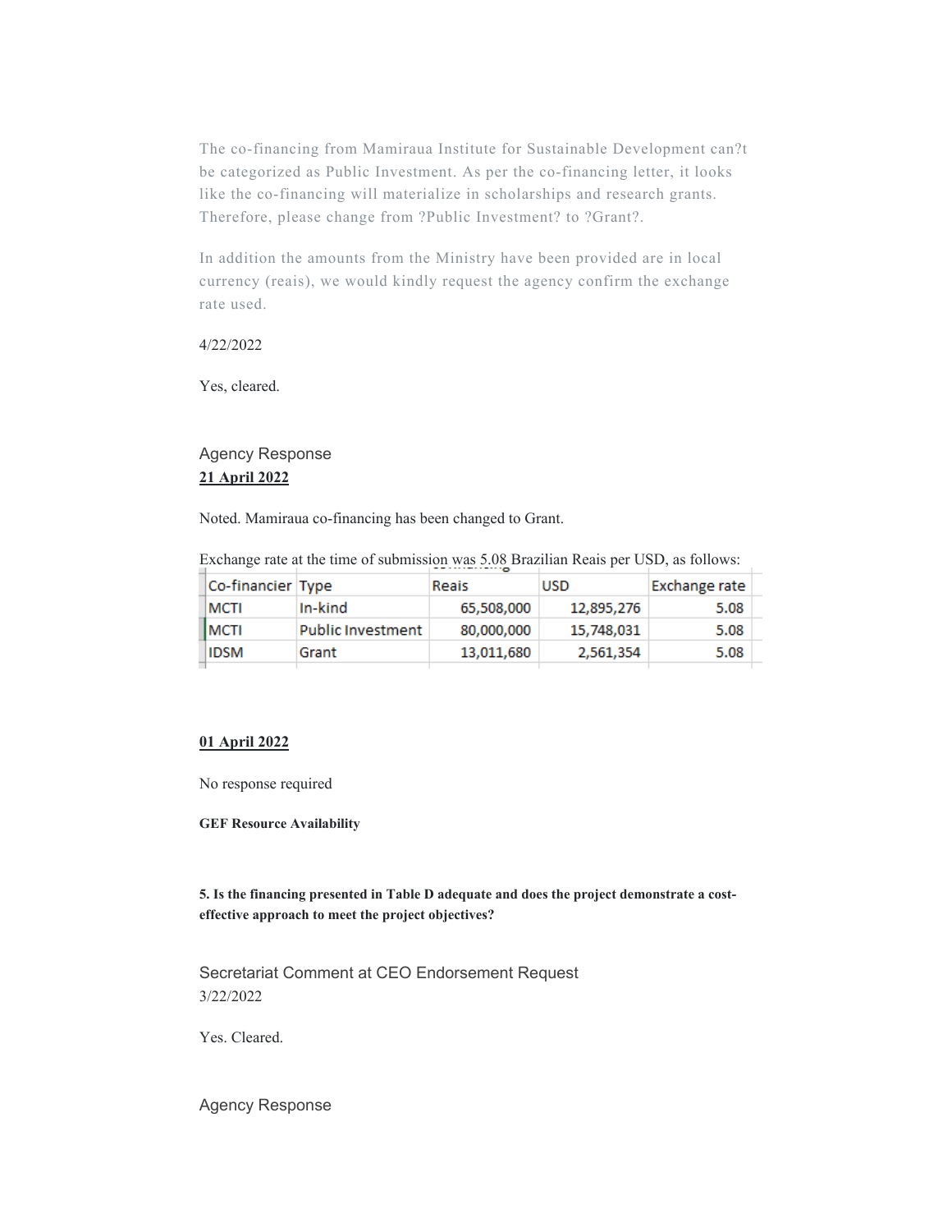The co-financing from Mamiraua Institute for Sustainable Development can?t be categorized as Public Investment. As per the co-financing letter, it looks like the co-financing will materialize in scholarships and research grants. Therefore, please change from ?Public Investment? to ?Grant?.

In addition the amounts from the Ministry have been provided are in local currency (reais), we would kindly request the agency confirm the exchange rate used.

4/22/2022

Yes, cleared.

Agency Response

**21 April 2022**

Noted. Mamiraua co-financing has been changed to Grant.

Exchange rate at the time of submission was 5.08 Brazilian Reais per USD, as follows:

| Co-financier | Type | Reais | USD | Exchange rate |
|---|---|---|---|---|
| MCTI | In-kind | 65,508,000 | 12,895,276 | 5.08 |
| MCTI | Public Investment | 80,000,000 | 15,748,031 | 5.08 |
| IDSM | Grant | 13,011,680 | 2,561,354 | 5.08 |

**01 April 2022**

No response required

**GEF Resource Availability**

**5. Is the financing presented in Table D adequate and does the project demonstrate a cost-effective approach to meet the project objectives?**

Secretariat Comment at CEO Endorsement Request

3/22/2022

Yes. Cleared.

Agency Response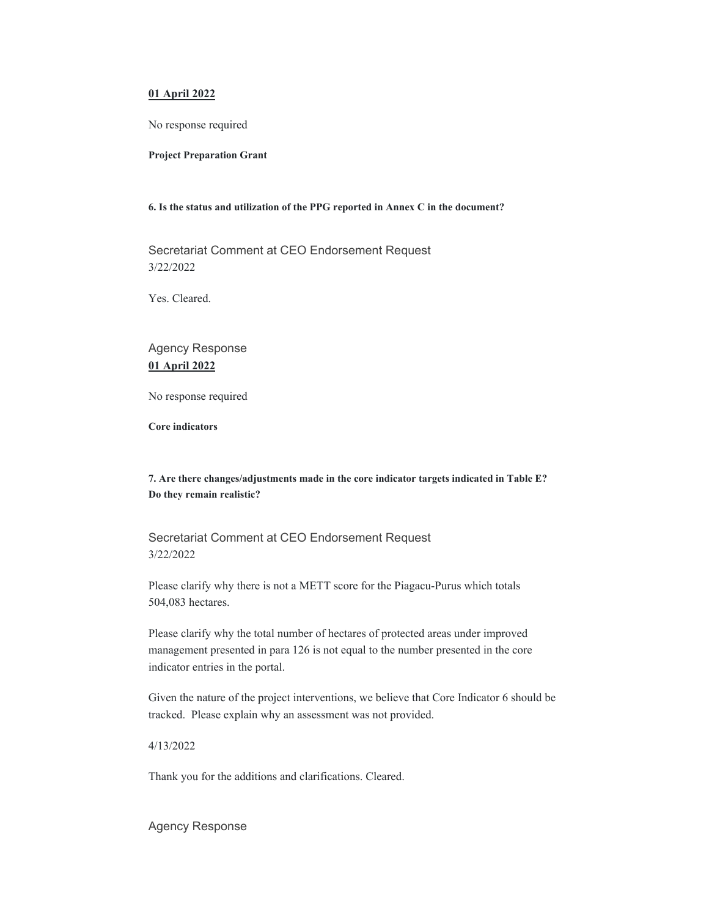**01 April 2022**

No response required

**Project Preparation Grant**

**6. Is the status and utilization of the PPG reported in Annex C in the document?**

Secretariat Comment at CEO Endorsement Request
3/22/2022

Yes. Cleared.

Agency Response
**01 April 2022**

No response required

**Core indicators**

**7. Are there changes/adjustments made in the core indicator targets indicated in Table E? Do they remain realistic?**

Secretariat Comment at CEO Endorsement Request
3/22/2022

Please clarify why there is not a METT score for the Piagacu-Purus which totals 504,083 hectares.

Please clarify why the total number of hectares of protected areas under improved management presented in para 126 is not equal to the number presented in the core indicator entries in the portal.

Given the nature of the project interventions, we believe that Core Indicator 6 should be tracked. Please explain why an assessment was not provided.

4/13/2022

Thank you for the additions and clarifications. Cleared.

Agency Response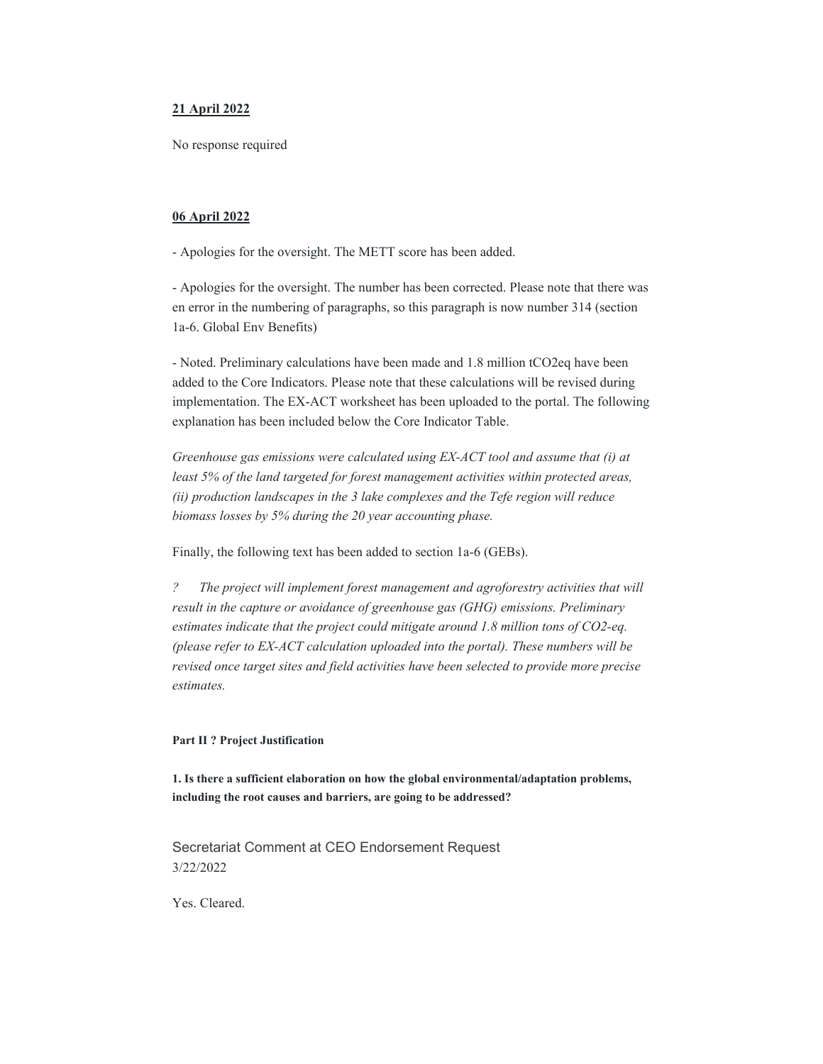**21 April 2022**

No response required

**06 April 2022**

- Apologies for the oversight. The METT score has been added.

- Apologies for the oversight. The number has been corrected. Please note that there was en error in the numbering of paragraphs, so this paragraph is now number 314 (section 1a-6. Global Env Benefits)

- Noted. Preliminary calculations have been made and 1.8 million tCO2eq have been added to the Core Indicators. Please note that these calculations will be revised during implementation. The EX-ACT worksheet has been uploaded to the portal. The following explanation has been included below the Core Indicator Table.

*Greenhouse gas emissions were calculated using EX-ACT tool and assume that (i) at least 5% of the land targeted for forest management activities within protected areas, (ii) production landscapes in the 3 lake complexes and the Tefe region will reduce biomass losses by 5% during the 20 year accounting phase.*

Finally, the following text has been added to section 1a-6 (GEBs).

*? The project will implement forest management and agroforestry activities that will result in the capture or avoidance of greenhouse gas (GHG) emissions. Preliminary estimates indicate that the project could mitigate around 1.8 million tons of CO2-eq. (please refer to EX-ACT calculation uploaded into the portal). These numbers will be revised once target sites and field activities have been selected to provide more precise estimates.*

**Part II ? Project Justification**

**1. Is there a sufficient elaboration on how the global environmental/adaptation problems, including the root causes and barriers, are going to be addressed?**

Secretariat Comment at CEO Endorsement Request
3/22/2022

Yes. Cleared.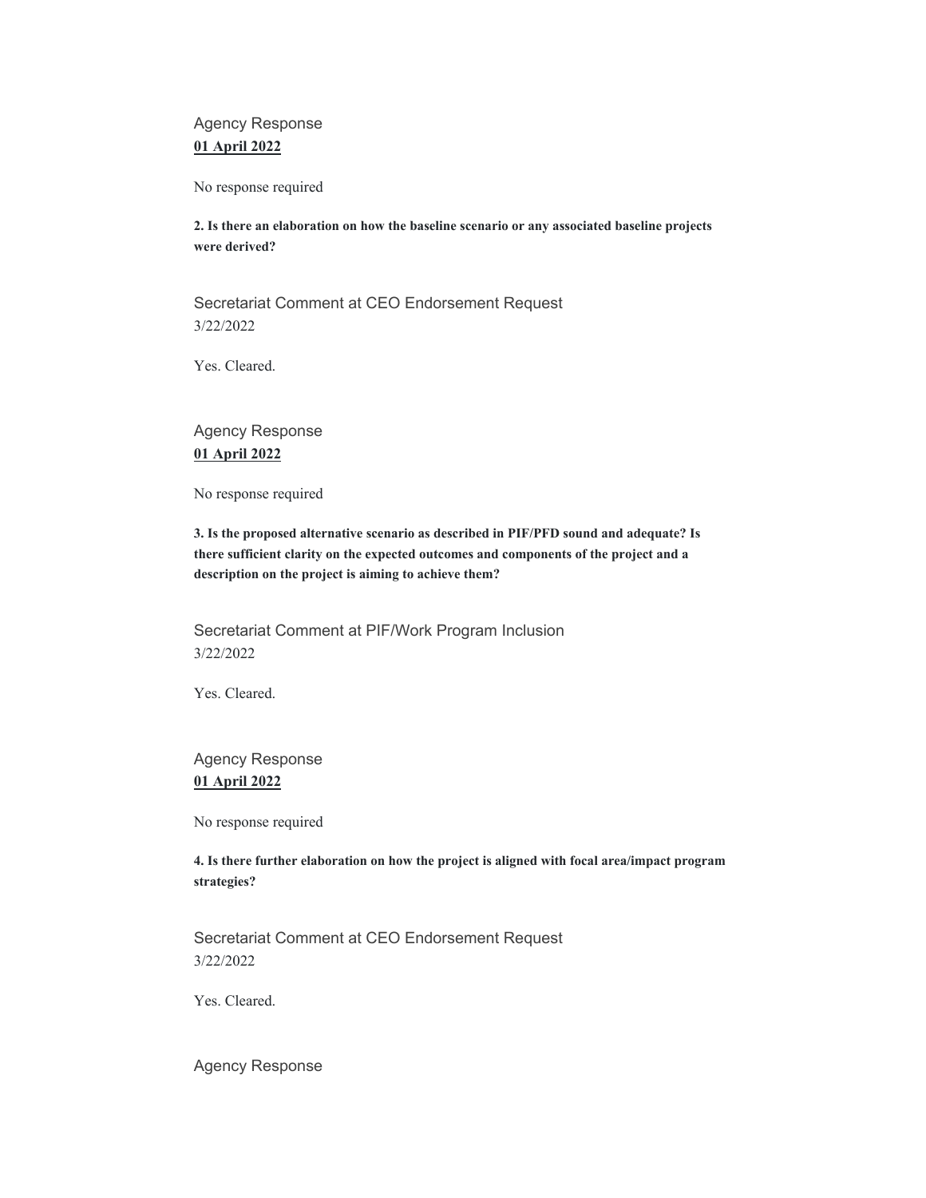Agency Response
**01 April 2022**

No response required

**2. Is there an elaboration on how the baseline scenario or any associated baseline projects were derived?**

Secretariat Comment at CEO Endorsement Request
3/22/2022

Yes. Cleared.

Agency Response
**01 April 2022**

No response required

**3. Is the proposed alternative scenario as described in PIF/PFD sound and adequate? Is there sufficient clarity on the expected outcomes and components of the project and a description on the project is aiming to achieve them?**

Secretariat Comment at PIF/Work Program Inclusion
3/22/2022

Yes. Cleared.

Agency Response
**01 April 2022**

No response required

**4. Is there further elaboration on how the project is aligned with focal area/impact program strategies?**

Secretariat Comment at CEO Endorsement Request
3/22/2022

Yes. Cleared.

Agency Response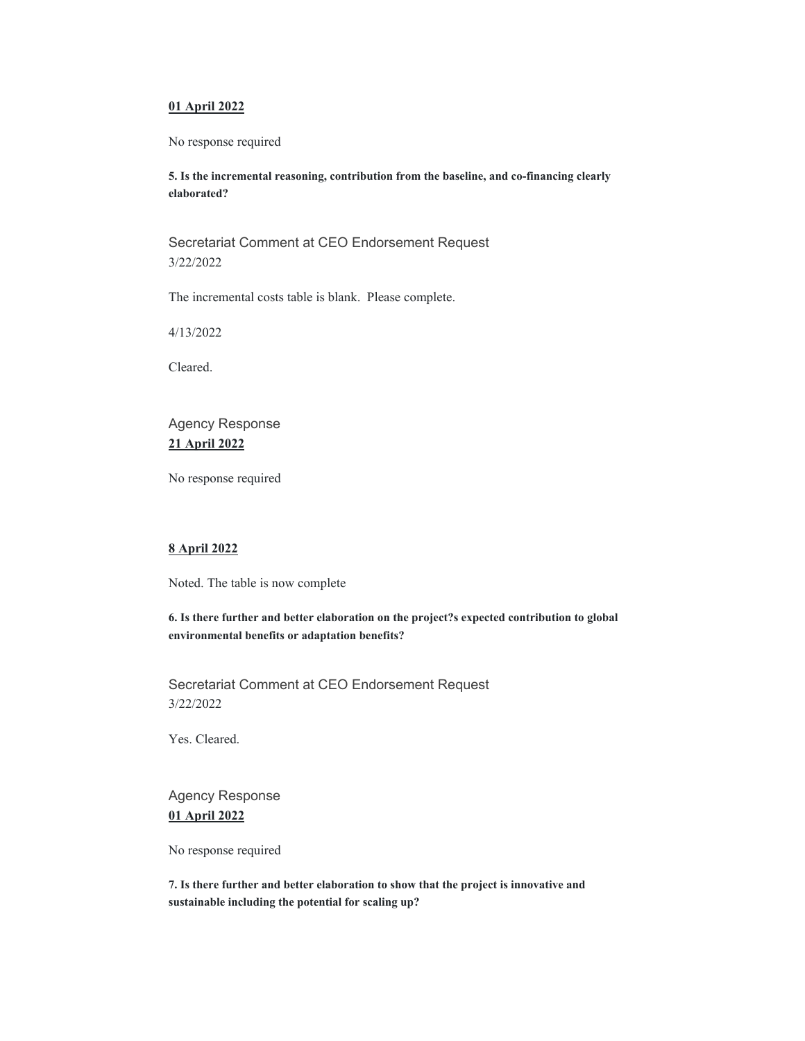**01 April 2022**

No response required

**5. Is the incremental reasoning, contribution from the baseline, and co-financing clearly elaborated?**

Secretariat Comment at CEO Endorsement Request
3/22/2022

The incremental costs table is blank. Please complete.

4/13/2022

Cleared.

Agency Response
**21 April 2022**

No response required

**8 April 2022**

Noted. The table is now complete

**6. Is there further and better elaboration on the project?s expected contribution to global environmental benefits or adaptation benefits?**

Secretariat Comment at CEO Endorsement Request
3/22/2022

Yes. Cleared.

Agency Response
**01 April 2022**

No response required

**7. Is there further and better elaboration to show that the project is innovative and sustainable including the potential for scaling up?**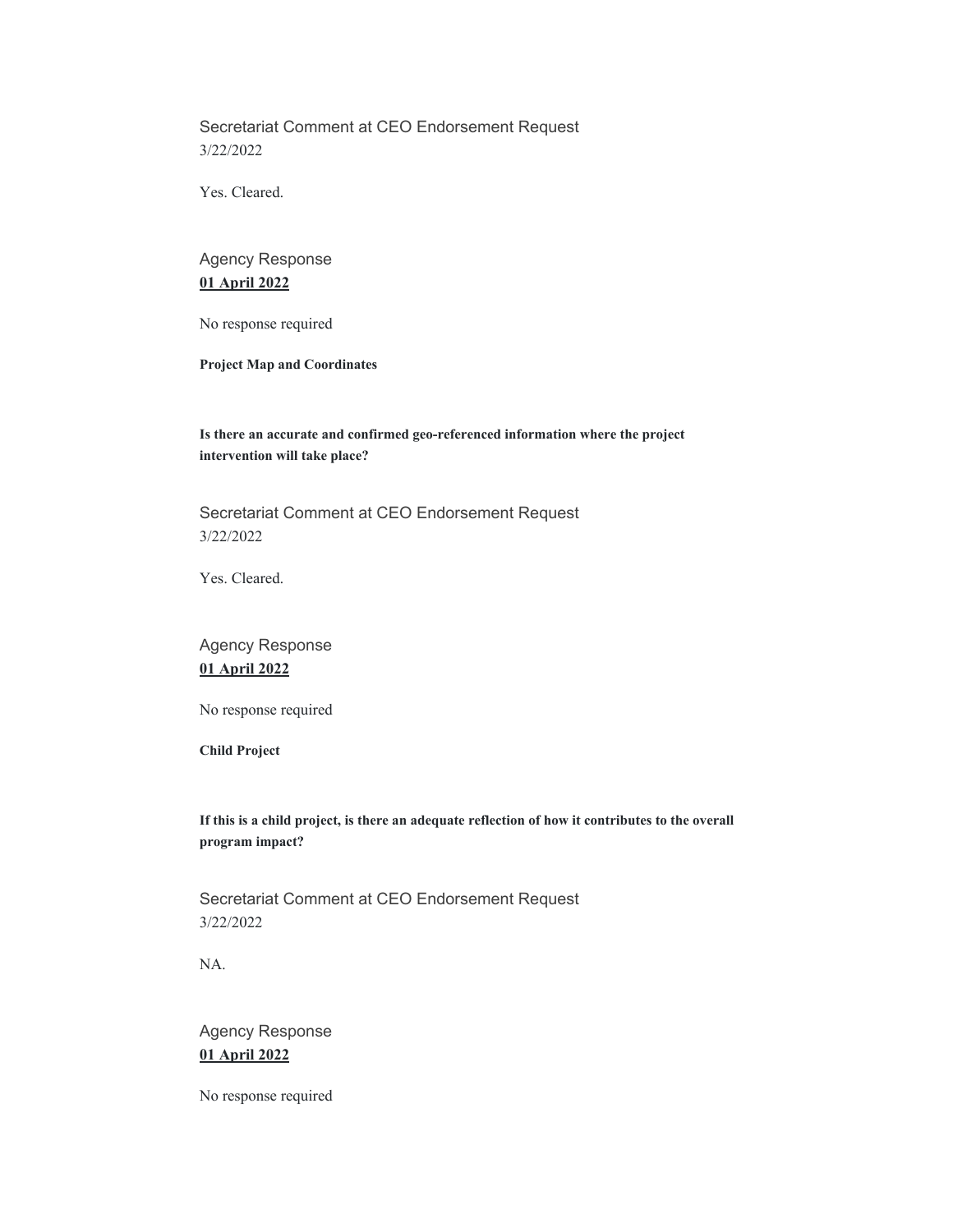Secretariat Comment at CEO Endorsement Request
3/22/2022

Yes. Cleared.

Agency Response
**01 April 2022**

No response required

**Project Map and Coordinates**

**Is there an accurate and confirmed geo-referenced information where the project intervention will take place?**

Secretariat Comment at CEO Endorsement Request
3/22/2022

Yes. Cleared.

Agency Response
**01 April 2022**

No response required

**Child Project**

**If this is a child project, is there an adequate reflection of how it contributes to the overall program impact?**

Secretariat Comment at CEO Endorsement Request
3/22/2022

NA.

Agency Response
**01 April 2022**

No response required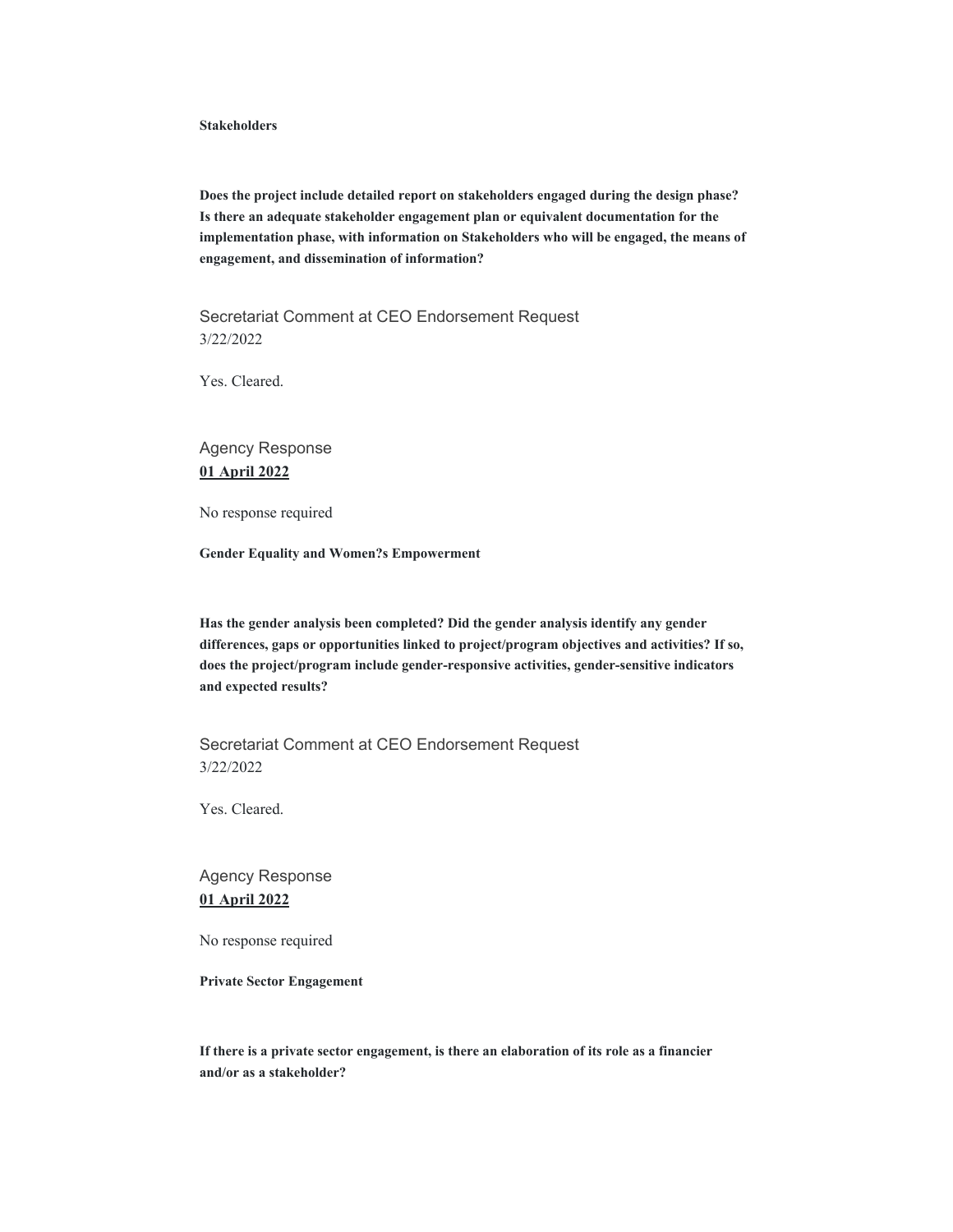**Stakeholders**

**Does the project include detailed report on stakeholders engaged during the design phase? Is there an adequate stakeholder engagement plan or equivalent documentation for the implementation phase, with information on Stakeholders who will be engaged, the means of engagement, and dissemination of information?**

Secretariat Comment at CEO Endorsement Request
3/22/2022

Yes. Cleared.

Agency Response
**01 April 2022**

No response required

**Gender Equality and Women?s Empowerment**

**Has the gender analysis been completed? Did the gender analysis identify any gender differences, gaps or opportunities linked to project/program objectives and activities? If so, does the project/program include gender-responsive activities, gender-sensitive indicators and expected results?**

Secretariat Comment at CEO Endorsement Request
3/22/2022

Yes. Cleared.

Agency Response
**01 April 2022**

No response required

**Private Sector Engagement**

**If there is a private sector engagement, is there an elaboration of its role as a financier and/or as a stakeholder?**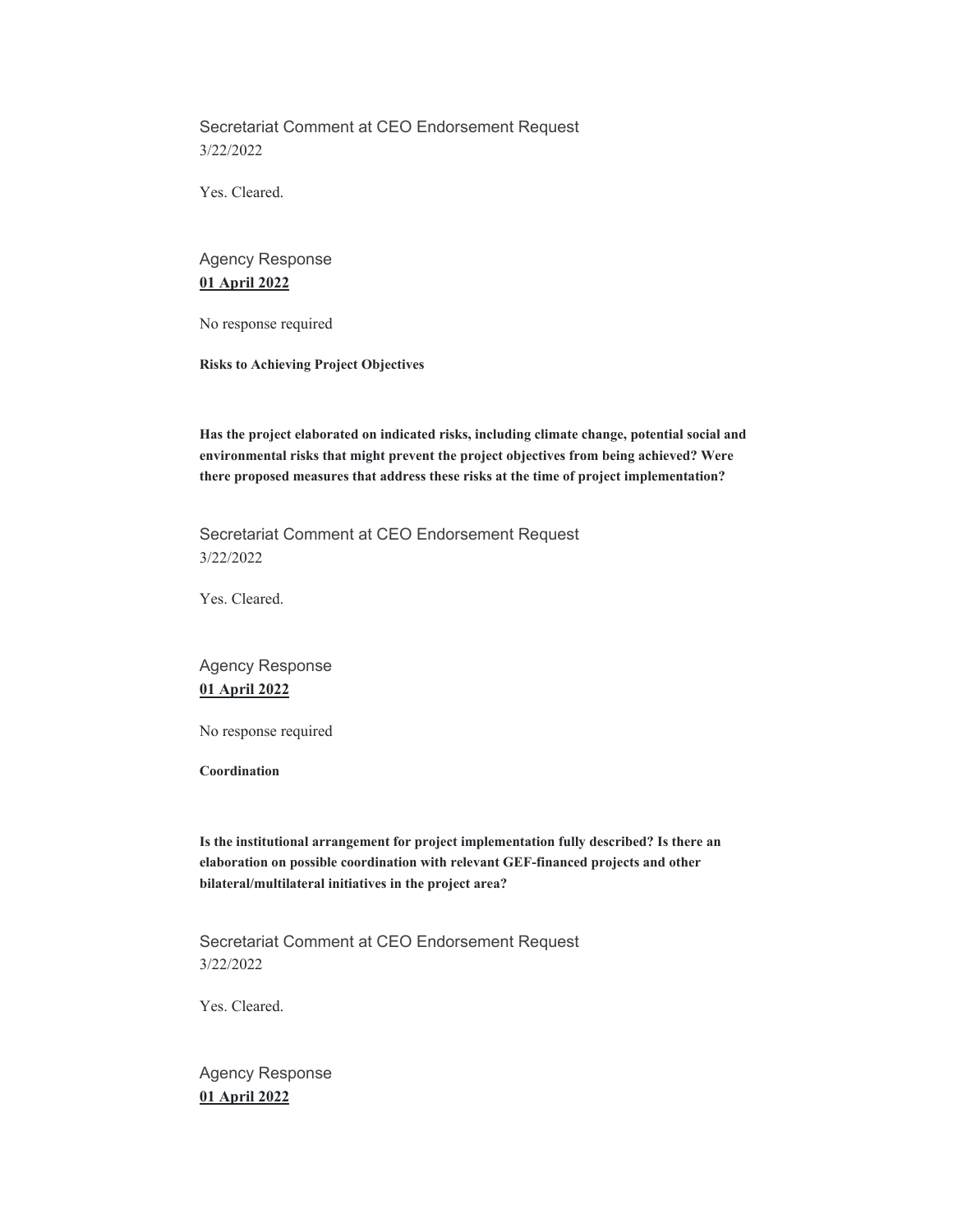Secretariat Comment at CEO Endorsement Request
3/22/2022

Yes. Cleared.

Agency Response
**01 April 2022**

No response required

**Risks to Achieving Project Objectives**

**Has the project elaborated on indicated risks, including climate change, potential social and environmental risks that might prevent the project objectives from being achieved? Were there proposed measures that address these risks at the time of project implementation?**

Secretariat Comment at CEO Endorsement Request
3/22/2022

Yes. Cleared.

Agency Response
**01 April 2022**

No response required

**Coordination**

**Is the institutional arrangement for project implementation fully described? Is there an elaboration on possible coordination with relevant GEF-financed projects and other bilateral/multilateral initiatives in the project area?**

Secretariat Comment at CEO Endorsement Request
3/22/2022

Yes. Cleared.

Agency Response
**01 April 2022**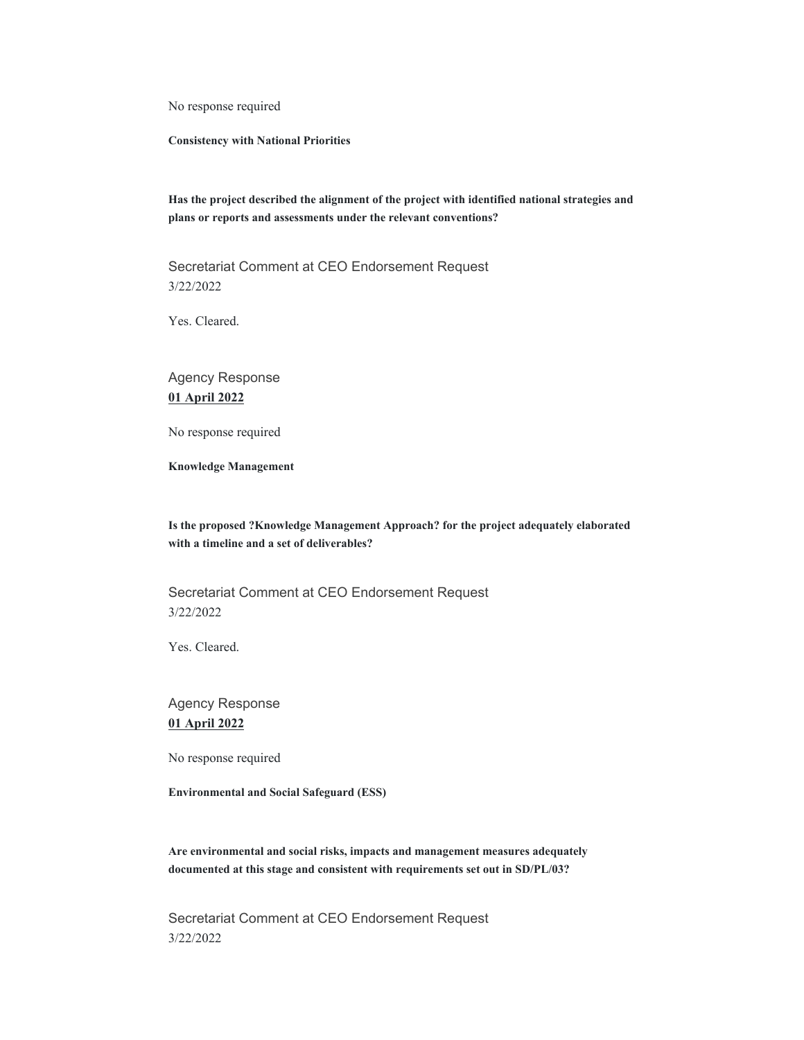No response required

**Consistency with National Priorities**

**Has the project described the alignment of the project with identified national strategies and plans or reports and assessments under the relevant conventions?**

Secretariat Comment at CEO Endorsement Request
3/22/2022

Yes. Cleared.

Agency Response
**01 April 2022**

No response required

**Knowledge Management**

**Is the proposed ?Knowledge Management Approach? for the project adequately elaborated with a timeline and a set of deliverables?**

Secretariat Comment at CEO Endorsement Request
3/22/2022

Yes. Cleared.

Agency Response
**01 April 2022**

No response required

**Environmental and Social Safeguard (ESS)**

**Are environmental and social risks, impacts and management measures adequately documented at this stage and consistent with requirements set out in SD/PL/03?**

Secretariat Comment at CEO Endorsement Request
3/22/2022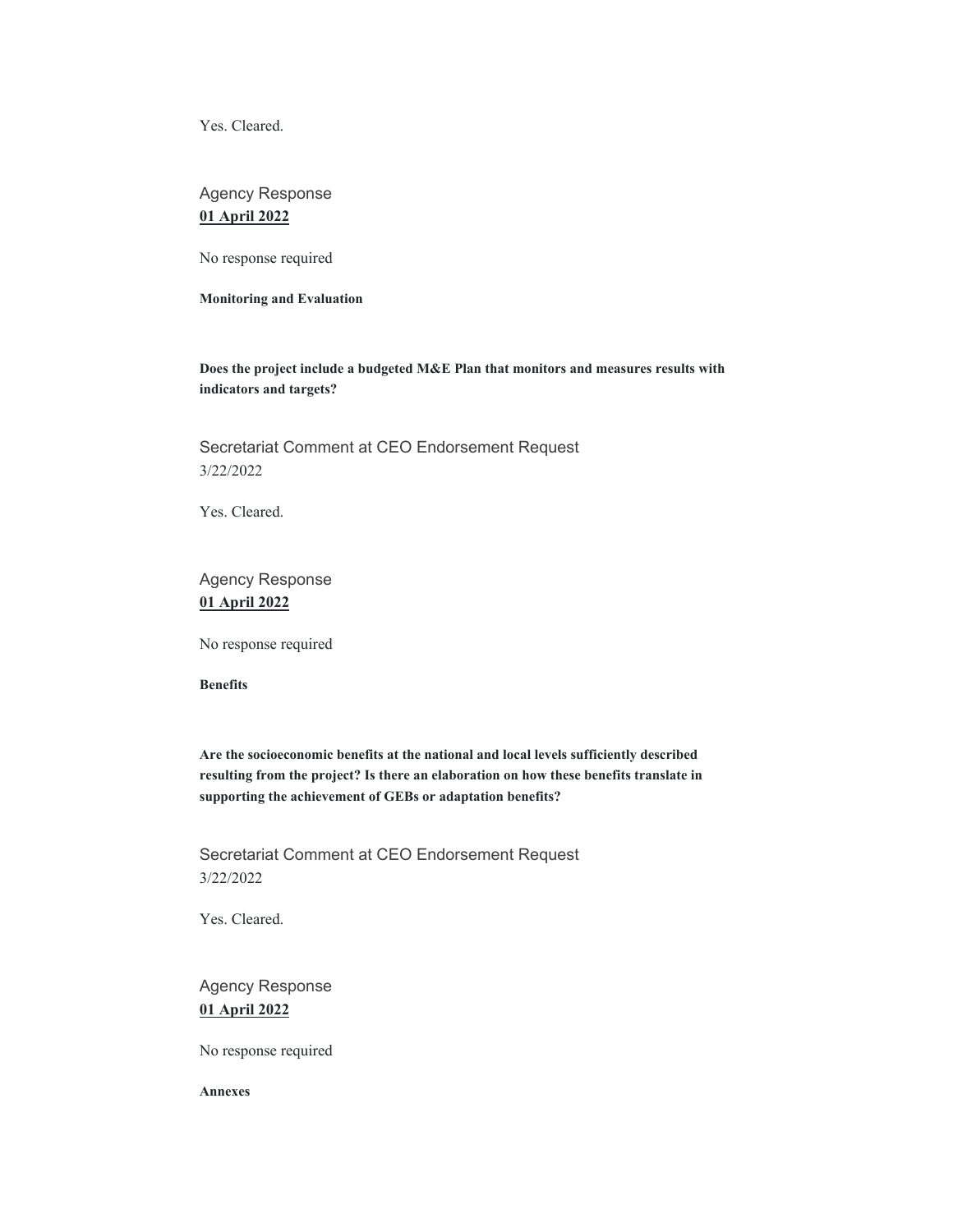Yes. Cleared.

Agency Response
**01 April 2022**

No response required

**Monitoring and Evaluation**

**Does the project include a budgeted M&E Plan that monitors and measures results with indicators and targets?**

Secretariat Comment at CEO Endorsement Request
3/22/2022

Yes. Cleared.

Agency Response
**01 April 2022**

No response required

**Benefits**

**Are the socioeconomic benefits at the national and local levels sufficiently described resulting from the project? Is there an elaboration on how these benefits translate in supporting the achievement of GEBs or adaptation benefits?**

Secretariat Comment at CEO Endorsement Request
3/22/2022

Yes. Cleared.

Agency Response
**01 April 2022**

No response required

**Annexes**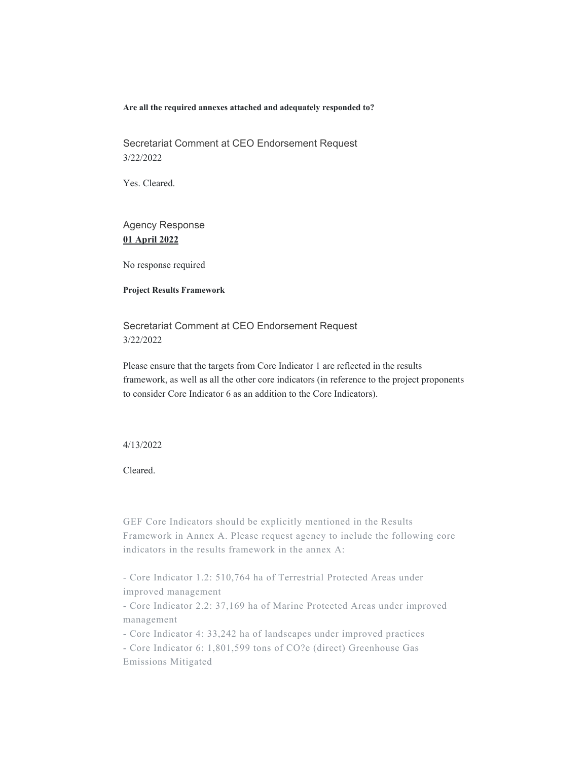**Are all the required annexes attached and adequately responded to?**

Secretariat Comment at CEO Endorsement Request
3/22/2022

Yes. Cleared.

Agency Response
**01 April 2022**

No response required

**Project Results Framework**

Secretariat Comment at CEO Endorsement Request
3/22/2022

Please ensure that the targets from Core Indicator 1 are reflected in the results framework, as well as all the other core indicators (in reference to the project proponents to consider Core Indicator 6 as an addition to the Core Indicators).

4/13/2022

Cleared.

GEF Core Indicators should be explicitly mentioned in the Results Framework in Annex A. Please request agency to include the following core indicators in the results framework in the annex A:

- Core Indicator 1.2: 510,764 ha of Terrestrial Protected Areas under improved management
- Core Indicator 2.2: 37,169 ha of Marine Protected Areas under improved management
- Core Indicator 4: 33,242 ha of landscapes under improved practices
- Core Indicator 6: 1,801,599 tons of CO?e (direct) Greenhouse Gas Emissions Mitigated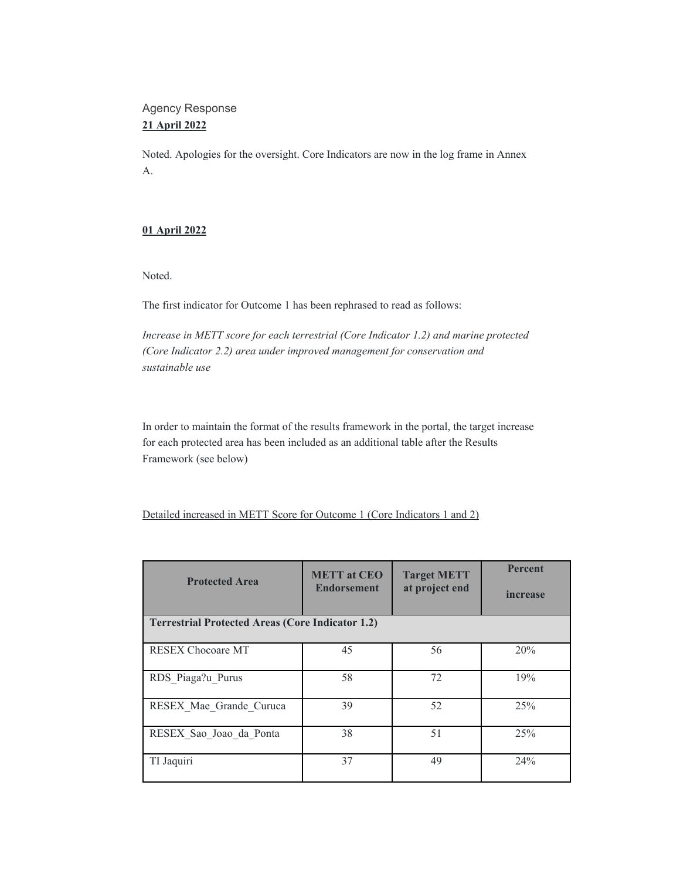Agency Response

**21 April 2022**

Noted. Apologies for the oversight. Core Indicators are now in the log frame in Annex A.

**01 April 2022**

Noted.

The first indicator for Outcome 1 has been rephrased to read as follows:

*Increase in METT score for each terrestrial (Core Indicator 1.2) and marine protected (Core Indicator 2.2) area under improved management for conservation and sustainable use*

In order to maintain the format of the results framework in the portal, the target increase for each protected area has been included as an additional table after the Results Framework (see below)

Detailed increased in METT Score for Outcome 1 (Core Indicators 1 and 2)

| Protected Area | METT at CEO Endorsement | Target METT at project end | Percent increase |
|---|---|---|---|
| **Terrestrial Protected Areas (Core Indicator 1.2)** | | | |
| RESEX Chocoare MT | 45 | 56 | 20% |
| RDS_Piaga?u_Purus | 58 | 72 | 19% |
| RESEX_Mae_Grande_Curuca | 39 | 52 | 25% |
| RESEX_Sao_Joao_da_Ponta | 38 | 51 | 25% |
| TI Jaquiri | 37 | 49 | 24% |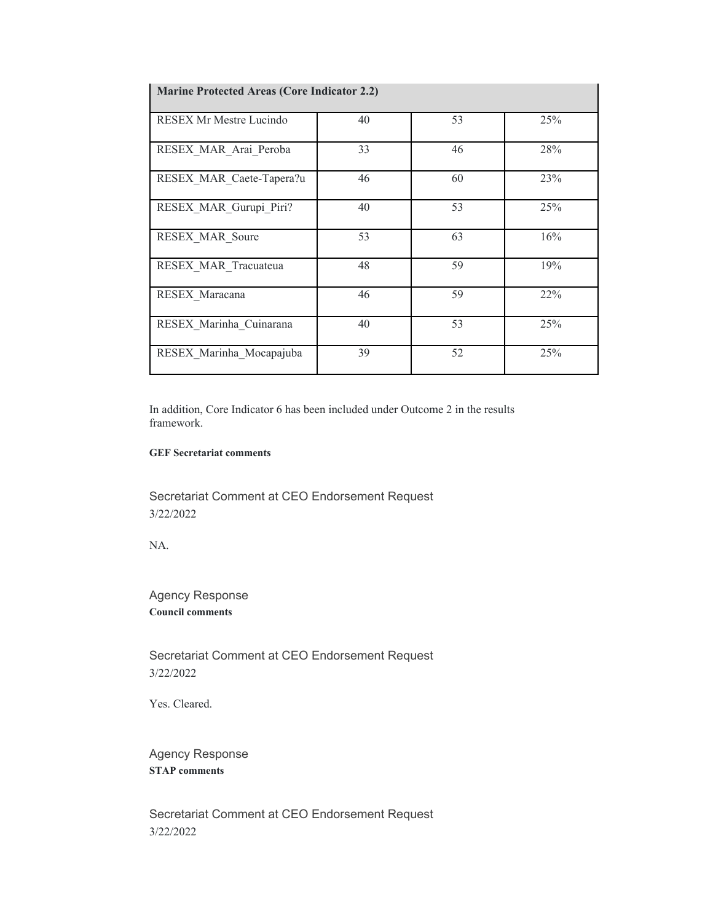| Marine Protected Areas (Core Indicator 2.2) | | | |
|---|---|---|---|
| RESEX Mr Mestre Lucindo | 40 | 53 | 25% |
| RESEX_MAR_Arai_Peroba | 33 | 46 | 28% |
| RESEX_MAR_Caete-Tapera?u | 46 | 60 | 23% |
| RESEX_MAR_Gurupi_Piri? | 40 | 53 | 25% |
| RESEX_MAR_Soure | 53 | 63 | 16% |
| RESEX_MAR_Tracuateua | 48 | 59 | 19% |
| RESEX_Maracana | 46 | 59 | 22% |
| RESEX_Marinha_Cuinarana | 40 | 53 | 25% |
| RESEX_Marinha_Mocapajuba | 39 | 52 | 25% |

In addition, Core Indicator 6 has been included under Outcome 2 in the results framework.

**GEF Secretariat comments**

Secretariat Comment at CEO Endorsement Request
3/22/2022

NA.

Agency Response
**Council comments**

Secretariat Comment at CEO Endorsement Request
3/22/2022

Yes. Cleared.

Agency Response
**STAP comments**

Secretariat Comment at CEO Endorsement Request
3/22/2022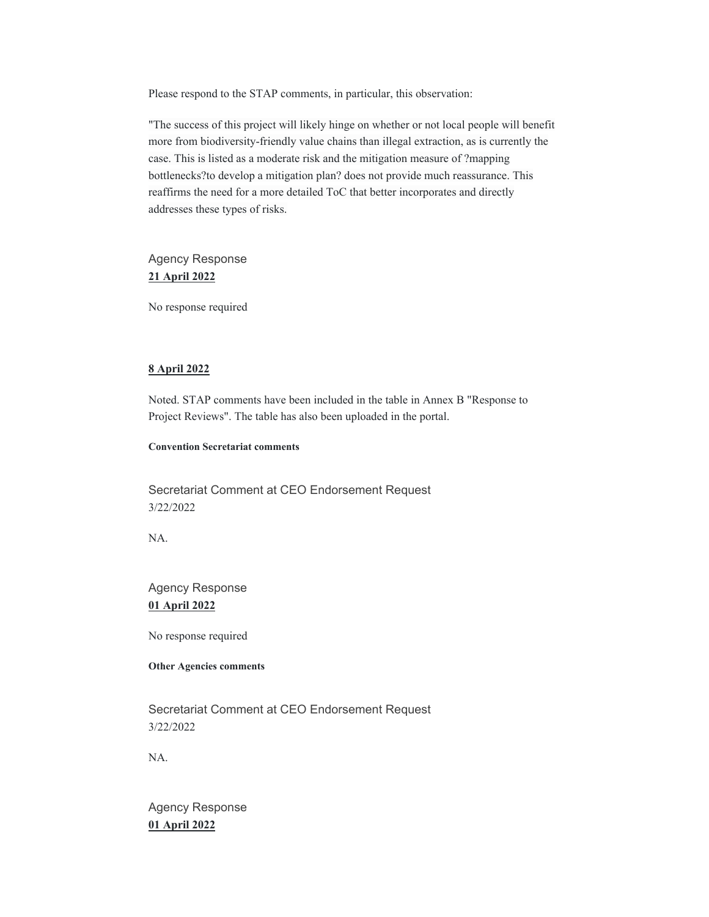Please respond to the STAP comments, in particular, this observation:

"The success of this project will likely hinge on whether or not local people will benefit more from biodiversity-friendly value chains than illegal extraction, as is currently the case. This is listed as a moderate risk and the mitigation measure of ?mapping bottlenecks?to develop a mitigation plan? does not provide much reassurance. This reaffirms the need for a more detailed ToC that better incorporates and directly addresses these types of risks.

Agency Response
**21 April 2022**

No response required

**8 April 2022**

Noted. STAP comments have been included in the table in Annex B "Response to Project Reviews". The table has also been uploaded in the portal.

**Convention Secretariat comments**

Secretariat Comment at CEO Endorsement Request
3/22/2022

NA.

Agency Response
**01 April 2022**

No response required

**Other Agencies comments**

Secretariat Comment at CEO Endorsement Request
3/22/2022

NA.

Agency Response
**01 April 2022**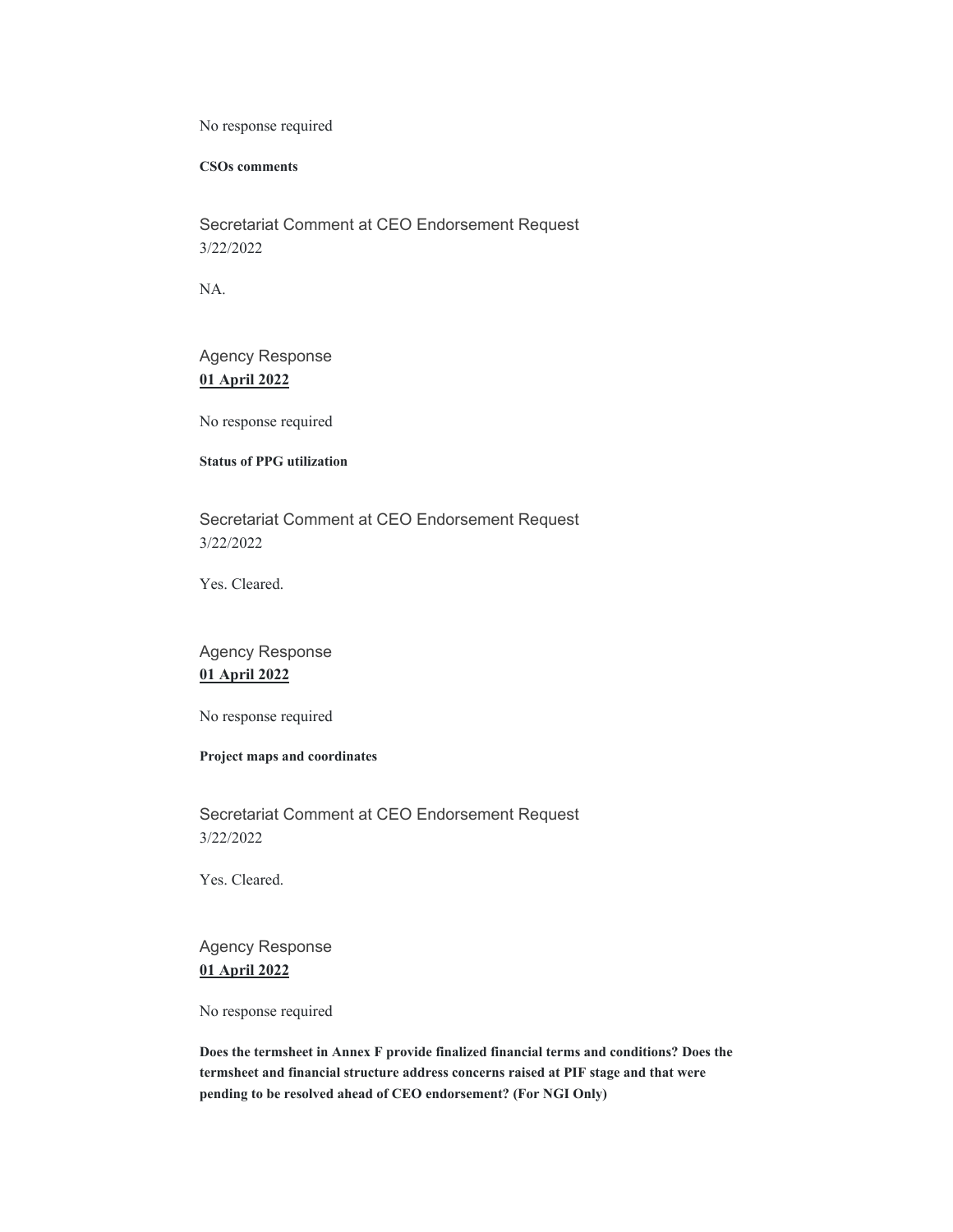No response required

**CSOs comments**

Secretariat Comment at CEO Endorsement Request
3/22/2022

NA.

Agency Response
**01 April 2022**

No response required

**Status of PPG utilization**

Secretariat Comment at CEO Endorsement Request
3/22/2022

Yes. Cleared.

Agency Response
**01 April 2022**

No response required

**Project maps and coordinates**

Secretariat Comment at CEO Endorsement Request
3/22/2022

Yes. Cleared.

Agency Response
**01 April 2022**

No response required

**Does the termsheet in Annex F provide finalized financial terms and conditions? Does the termsheet and financial structure address concerns raised at PIF stage and that were pending to be resolved ahead of CEO endorsement? (For NGI Only)**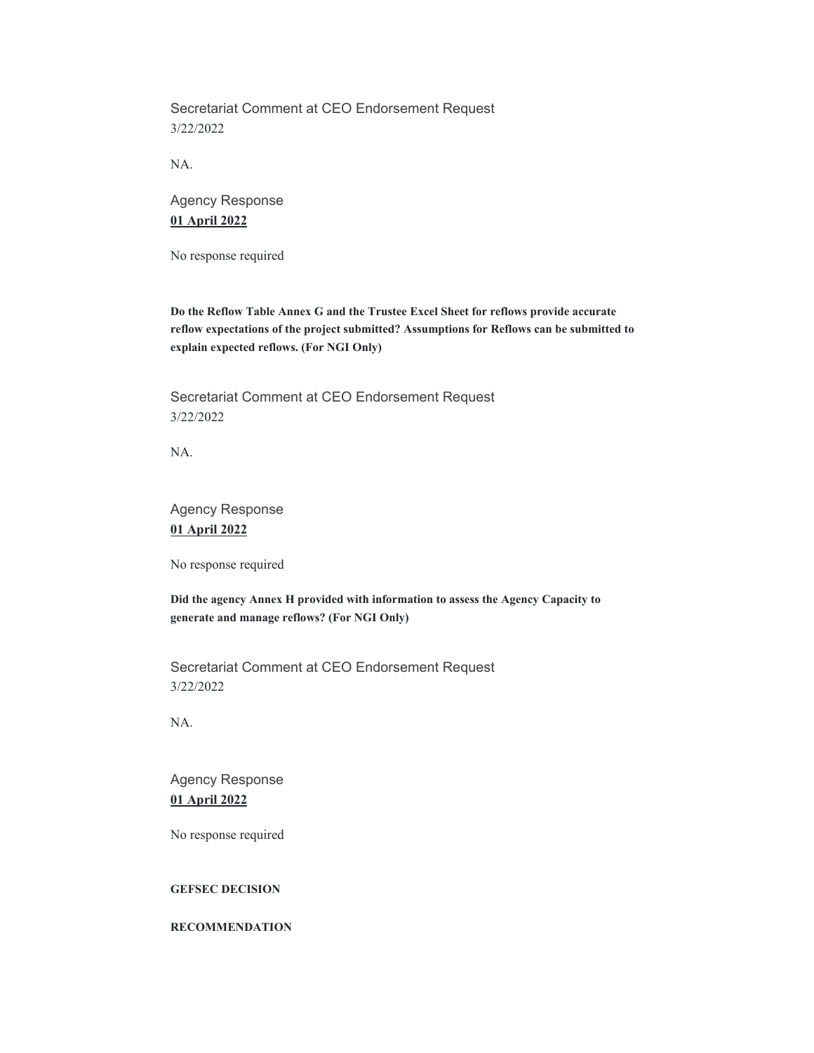Secretariat Comment at CEO Endorsement Request
3/22/2022

NA.

Agency Response
**01 April 2022**

No response required

**Do the Reflow Table Annex G and the Trustee Excel Sheet for reflows provide accurate reflow expectations of the project submitted? Assumptions for Reflows can be submitted to explain expected reflows. (For NGI Only)**

Secretariat Comment at CEO Endorsement Request
3/22/2022

NA.

Agency Response
**01 April 2022**

No response required

**Did the agency Annex H provided with information to assess the Agency Capacity to generate and manage reflows? (For NGI Only)**

Secretariat Comment at CEO Endorsement Request
3/22/2022

NA.

Agency Response
**01 April 2022**

No response required

**GEFSEC DECISION**

**RECOMMENDATION**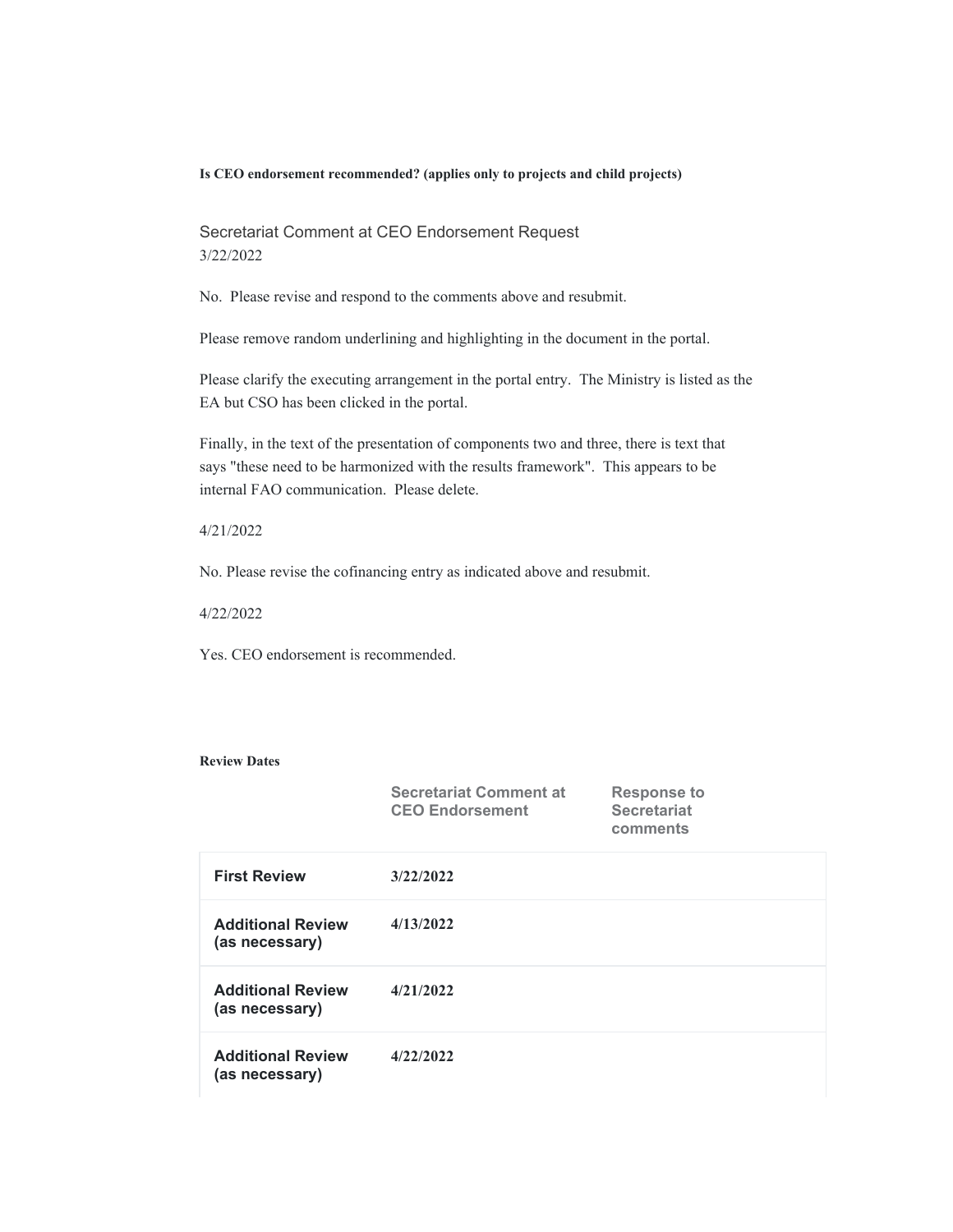**Is CEO endorsement recommended? (applies only to projects and child projects)**

Secretariat Comment at CEO Endorsement Request
3/22/2022

No. Please revise and respond to the comments above and resubmit.

Please remove random underlining and highlighting in the document in the portal.

Please clarify the executing arrangement in the portal entry. The Ministry is listed as the EA but CSO has been clicked in the portal.

Finally, in the text of the presentation of components two and three, there is text that says "these need to be harmonized with the results framework". This appears to be internal FAO communication. Please delete.

4/21/2022

No. Please revise the cofinancing entry as indicated above and resubmit.

4/22/2022

Yes. CEO endorsement is recommended.

**Review Dates**

| | Secretariat Comment at CEO Endorsement | Response to Secretariat comments |
|---|---|---|
| **First Review** | 3/22/2022 | |
| **Additional Review (as necessary)** | 4/13/2022 | |
| **Additional Review (as necessary)** | 4/21/2022 | |
| **Additional Review (as necessary)** | 4/22/2022 | |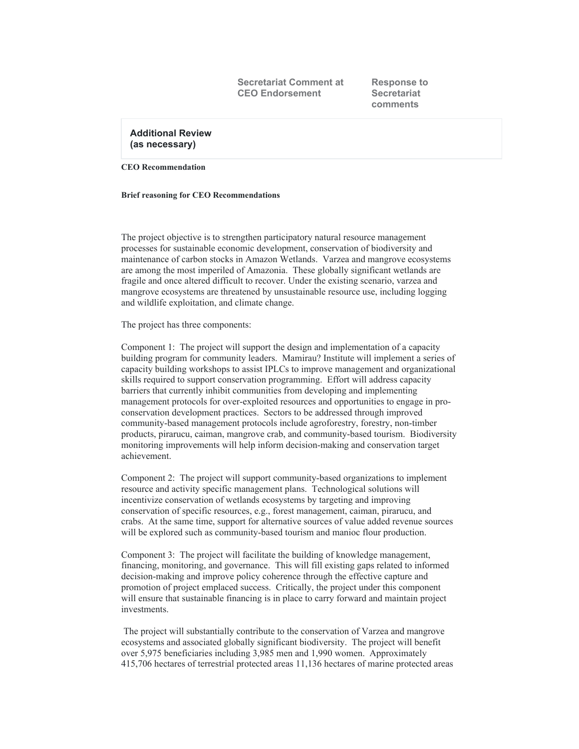| | Secretariat Comment at CEO Endorsement | Response to Secretariat comments |
|---|---|---|

| **Additional Review (as necessary)** | | |
|---|---|---|

**CEO Recommendation**

**Brief reasoning for CEO Recommendations**

The project objective is to strengthen participatory natural resource management processes for sustainable economic development, conservation of biodiversity and maintenance of carbon stocks in Amazon Wetlands. Varzea and mangrove ecosystems are among the most imperiled of Amazonia. These globally significant wetlands are fragile and once altered difficult to recover. Under the existing scenario, varzea and mangrove ecosystems are threatened by unsustainable resource use, including logging and wildlife exploitation, and climate change.

The project has three components:

Component 1: The project will support the design and implementation of a capacity building program for community leaders. Mamirau? Institute will implement a series of capacity building workshops to assist IPLCs to improve management and organizational skills required to support conservation programming. Effort will address capacity barriers that currently inhibit communities from developing and implementing management protocols for over-exploited resources and opportunities to engage in pro-conservation development practices. Sectors to be addressed through improved community-based management protocols include agroforestry, forestry, non-timber products, pirarucu, caiman, mangrove crab, and community-based tourism. Biodiversity monitoring improvements will help inform decision-making and conservation target achievement.

Component 2: The project will support community-based organizations to implement resource and activity specific management plans. Technological solutions will incentivize conservation of wetlands ecosystems by targeting and improving conservation of specific resources, e.g., forest management, caiman, pirarucu, and crabs. At the same time, support for alternative sources of value added revenue sources will be explored such as community-based tourism and manioc flour production.

Component 3: The project will facilitate the building of knowledge management, financing, monitoring, and governance. This will fill existing gaps related to informed decision-making and improve policy coherence through the effective capture and promotion of project emplaced success. Critically, the project under this component will ensure that sustainable financing is in place to carry forward and maintain project investments.

The project will substantially contribute to the conservation of Varzea and mangrove ecosystems and associated globally significant biodiversity. The project will benefit over 5,975 beneficiaries including 3,985 men and 1,990 women. Approximately 415,706 hectares of terrestrial protected areas 11,136 hectares of marine protected areas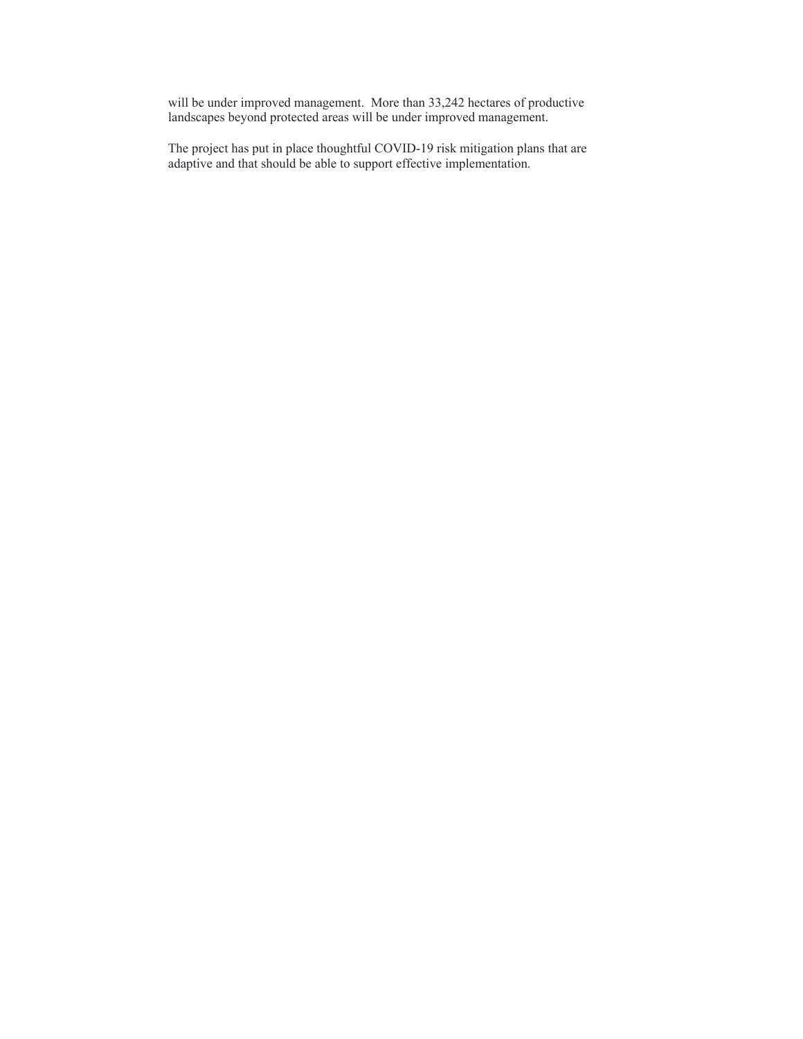will be under improved management. More than 33,242 hectares of productive landscapes beyond protected areas will be under improved management.

The project has put in place thoughtful COVID-19 risk mitigation plans that are adaptive and that should be able to support effective implementation.